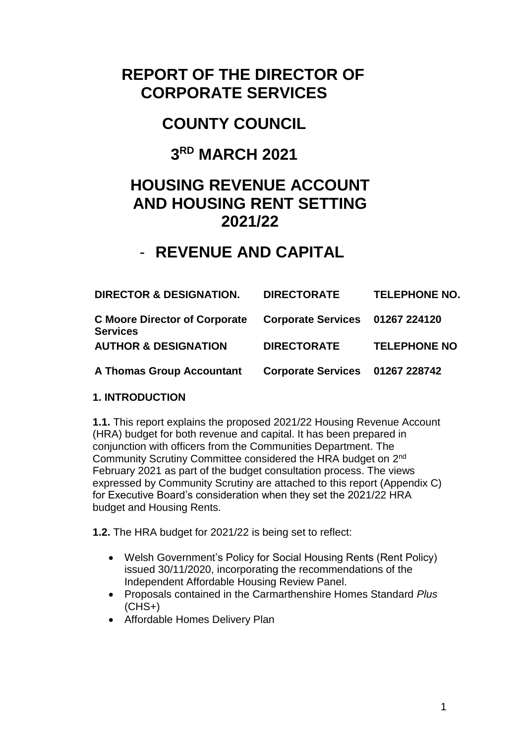# REPORT OF THE DIRECTOR OF CORPORATE SERVICES

## COUNTY COUNCIL

## 3RD MARCH 2021

## HOUSING REVENUE ACCOUNT AND HOUSING RENT SETTING 2021/22

## - REVENUE AND CAPITAL

| DIRECTOR & DESIGNATION. | DIRECTORATE | TELEPHONE NO. |
|---|---|---|
| C Moore Director of Corporate Services | Corporate Services | 01267 224120 |
| **AUTHOR & DESIGNATION** | **DIRECTORATE** | **TELEPHONE NO** |
| A Thomas Group Accountant | Corporate Services | 01267 228742 |

**1. INTRODUCTION**

**1.1.** This report explains the proposed 2021/22 Housing Revenue Account (HRA) budget for both revenue and capital. It has been prepared in conjunction with officers from the Communities Department. The Community Scrutiny Committee considered the HRA budget on 2nd February 2021 as part of the budget consultation process. The views expressed by Community Scrutiny are attached to this report (Appendix C) for Executive Board's consideration when they set the 2021/22 HRA budget and Housing Rents.

**1.2.** The HRA budget for 2021/22 is being set to reflect:

- Welsh Government's Policy for Social Housing Rents (Rent Policy) issued 30/11/2020, incorporating the recommendations of the Independent Affordable Housing Review Panel.
- Proposals contained in the Carmarthenshire Homes Standard *Plus* (CHS+)
- Affordable Homes Delivery Plan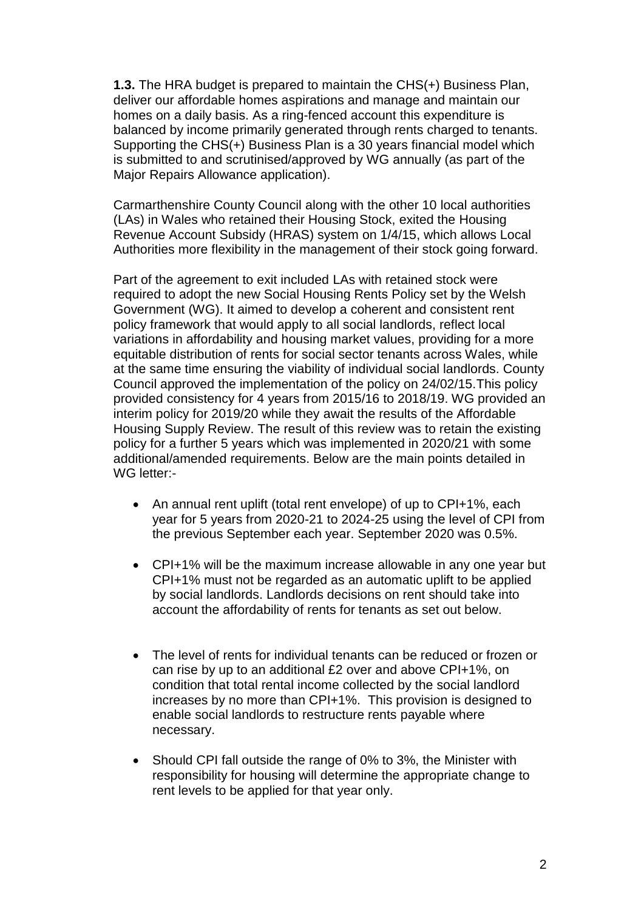**1.3.** The HRA budget is prepared to maintain the CHS(+) Business Plan, deliver our affordable homes aspirations and manage and maintain our homes on a daily basis. As a ring-fenced account this expenditure is balanced by income primarily generated through rents charged to tenants. Supporting the CHS(+) Business Plan is a 30 years financial model which is submitted to and scrutinised/approved by WG annually (as part of the Major Repairs Allowance application).

Carmarthenshire County Council along with the other 10 local authorities (LAs) in Wales who retained their Housing Stock, exited the Housing Revenue Account Subsidy (HRAS) system on 1/4/15, which allows Local Authorities more flexibility in the management of their stock going forward.

Part of the agreement to exit included LAs with retained stock were required to adopt the new Social Housing Rents Policy set by the Welsh Government (WG). It aimed to develop a coherent and consistent rent policy framework that would apply to all social landlords, reflect local variations in affordability and housing market values, providing for a more equitable distribution of rents for social sector tenants across Wales, while at the same time ensuring the viability of individual social landlords. County Council approved the implementation of the policy on 24/02/15.This policy provided consistency for 4 years from 2015/16 to 2018/19. WG provided an interim policy for 2019/20 while they await the results of the Affordable Housing Supply Review. The result of this review was to retain the existing policy for a further 5 years which was implemented in 2020/21 with some additional/amended requirements. Below are the main points detailed in WG letter:-

- An annual rent uplift (total rent envelope) of up to CPI+1%, each year for 5 years from 2020-21 to 2024-25 using the level of CPI from the previous September each year. September 2020 was 0.5%.
- CPI+1% will be the maximum increase allowable in any one year but CPI+1% must not be regarded as an automatic uplift to be applied by social landlords. Landlords decisions on rent should take into account the affordability of rents for tenants as set out below.
- The level of rents for individual tenants can be reduced or frozen or can rise by up to an additional £2 over and above CPI+1%, on condition that total rental income collected by the social landlord increases by no more than CPI+1%. This provision is designed to enable social landlords to restructure rents payable where necessary.
- Should CPI fall outside the range of 0% to 3%, the Minister with responsibility for housing will determine the appropriate change to rent levels to be applied for that year only.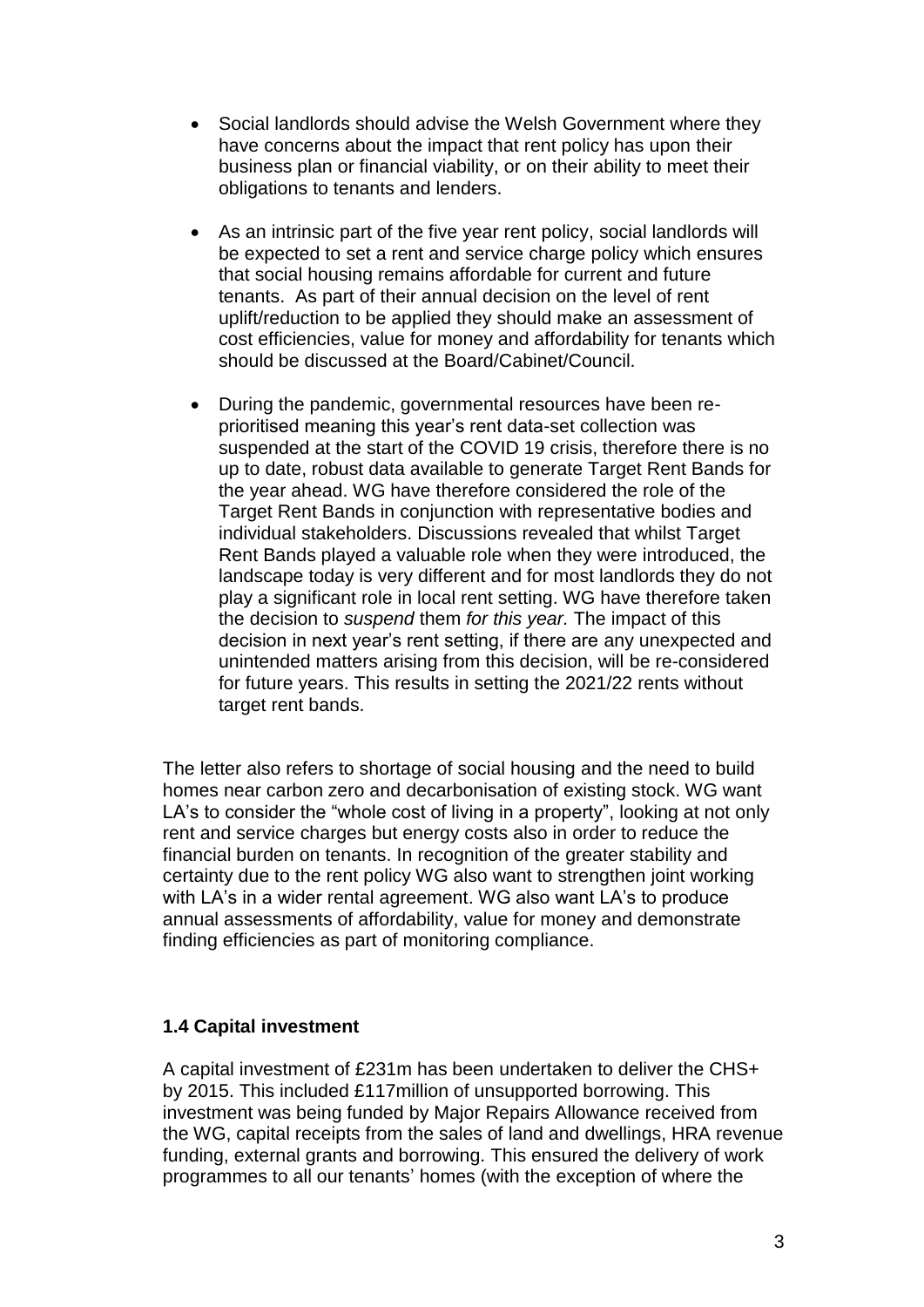- Social landlords should advise the Welsh Government where they have concerns about the impact that rent policy has upon their business plan or financial viability, or on their ability to meet their obligations to tenants and lenders.

- As an intrinsic part of the five year rent policy, social landlords will be expected to set a rent and service charge policy which ensures that social housing remains affordable for current and future tenants. As part of their annual decision on the level of rent uplift/reduction to be applied they should make an assessment of cost efficiencies, value for money and affordability for tenants which should be discussed at the Board/Cabinet/Council.

- During the pandemic, governmental resources have been re-prioritised meaning this year's rent data-set collection was suspended at the start of the COVID 19 crisis, therefore there is no up to date, robust data available to generate Target Rent Bands for the year ahead. WG have therefore considered the role of the Target Rent Bands in conjunction with representative bodies and individual stakeholders. Discussions revealed that whilst Target Rent Bands played a valuable role when they were introduced, the landscape today is very different and for most landlords they do not play a significant role in local rent setting. WG have therefore taken the decision to *suspend* them *for this year.* The impact of this decision in next year's rent setting, if there are any unexpected and unintended matters arising from this decision, will be re-considered for future years. This results in setting the 2021/22 rents without target rent bands.

The letter also refers to shortage of social housing and the need to build homes near carbon zero and decarbonisation of existing stock. WG want LA's to consider the "whole cost of living in a property", looking at not only rent and service charges but energy costs also in order to reduce the financial burden on tenants. In recognition of the greater stability and certainty due to the rent policy WG also want to strengthen joint working with LA's in a wider rental agreement. WG also want LA's to produce annual assessments of affordability, value for money and demonstrate finding efficiencies as part of monitoring compliance.

### 1.4 Capital investment

A capital investment of £231m has been undertaken to deliver the CHS+ by 2015. This included £117million of unsupported borrowing. This investment was being funded by Major Repairs Allowance received from the WG, capital receipts from the sales of land and dwellings, HRA revenue funding, external grants and borrowing. This ensured the delivery of work programmes to all our tenants' homes (with the exception of where the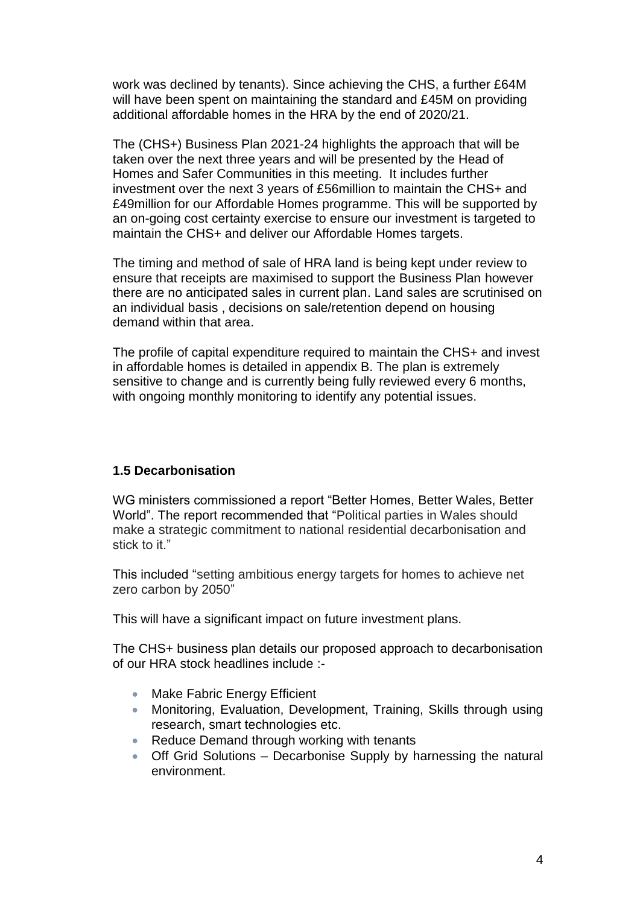work was declined by tenants). Since achieving the CHS, a further £64M will have been spent on maintaining the standard and £45M on providing additional affordable homes in the HRA by the end of 2020/21.

The (CHS+) Business Plan 2021-24 highlights the approach that will be taken over the next three years and will be presented by the Head of Homes and Safer Communities in this meeting. It includes further investment over the next 3 years of £56million to maintain the CHS+ and £49million for our Affordable Homes programme. This will be supported by an on-going cost certainty exercise to ensure our investment is targeted to maintain the CHS+ and deliver our Affordable Homes targets.

The timing and method of sale of HRA land is being kept under review to ensure that receipts are maximised to support the Business Plan however there are no anticipated sales in current plan. Land sales are scrutinised on an individual basis , decisions on sale/retention depend on housing demand within that area.

The profile of capital expenditure required to maintain the CHS+ and invest in affordable homes is detailed in appendix B. The plan is extremely sensitive to change and is currently being fully reviewed every 6 months, with ongoing monthly monitoring to identify any potential issues.

**1.5 Decarbonisation**

WG ministers commissioned a report "Better Homes, Better Wales, Better World". The report recommended that "Political parties in Wales should make a strategic commitment to national residential decarbonisation and stick to it."

This included "setting ambitious energy targets for homes to achieve net zero carbon by 2050"

This will have a significant impact on future investment plans.

The CHS+ business plan details our proposed approach to decarbonisation of our HRA stock headlines include :-

- Make Fabric Energy Efficient
- Monitoring, Evaluation, Development, Training, Skills through using research, smart technologies etc.
- Reduce Demand through working with tenants
- Off Grid Solutions – Decarbonise Supply by harnessing the natural environment.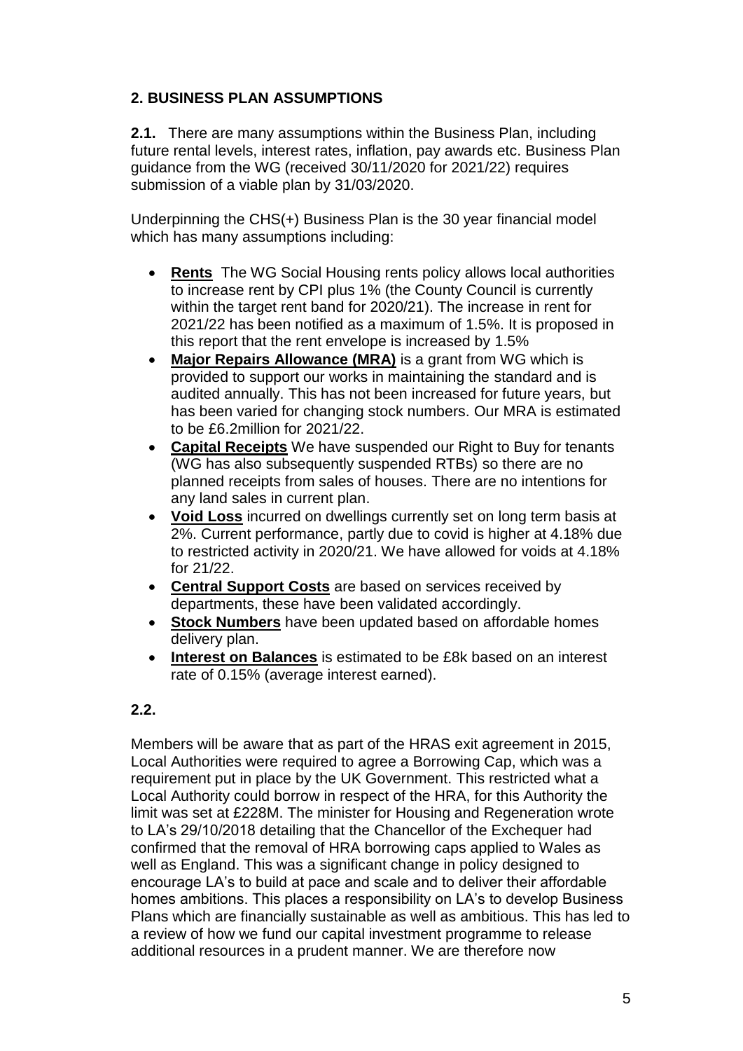## 2. BUSINESS PLAN ASSUMPTIONS

**2.1.** There are many assumptions within the Business Plan, including future rental levels, interest rates, inflation, pay awards etc. Business Plan guidance from the WG (received 30/11/2020 for 2021/22) requires submission of a viable plan by 31/03/2020.

Underpinning the CHS(+) Business Plan is the 30 year financial model which has many assumptions including:

- **Rents** The WG Social Housing rents policy allows local authorities to increase rent by CPI plus 1% (the County Council is currently within the target rent band for 2020/21). The increase in rent for 2021/22 has been notified as a maximum of 1.5%. It is proposed in this report that the rent envelope is increased by 1.5%
- **Major Repairs Allowance (MRA)** is a grant from WG which is provided to support our works in maintaining the standard and is audited annually. This has not been increased for future years, but has been varied for changing stock numbers. Our MRA is estimated to be £6.2million for 2021/22.
- **Capital Receipts** We have suspended our Right to Buy for tenants (WG has also subsequently suspended RTBs) so there are no planned receipts from sales of houses. There are no intentions for any land sales in current plan.
- **Void Loss** incurred on dwellings currently set on long term basis at 2%. Current performance, partly due to covid is higher at 4.18% due to restricted activity in 2020/21. We have allowed for voids at 4.18% for 21/22.
- **Central Support Costs** are based on services received by departments, these have been validated accordingly.
- **Stock Numbers** have been updated based on affordable homes delivery plan.
- **Interest on Balances** is estimated to be £8k based on an interest rate of 0.15% (average interest earned).

**2.2.**

Members will be aware that as part of the HRAS exit agreement in 2015, Local Authorities were required to agree a Borrowing Cap, which was a requirement put in place by the UK Government. This restricted what a Local Authority could borrow in respect of the HRA, for this Authority the limit was set at £228M. The minister for Housing and Regeneration wrote to LA's 29/10/2018 detailing that the Chancellor of the Exchequer had confirmed that the removal of HRA borrowing caps applied to Wales as well as England. This was a significant change in policy designed to encourage LA's to build at pace and scale and to deliver their affordable homes ambitions. This places a responsibility on LA's to develop Business Plans which are financially sustainable as well as ambitious. This has led to a review of how we fund our capital investment programme to release additional resources in a prudent manner. We are therefore now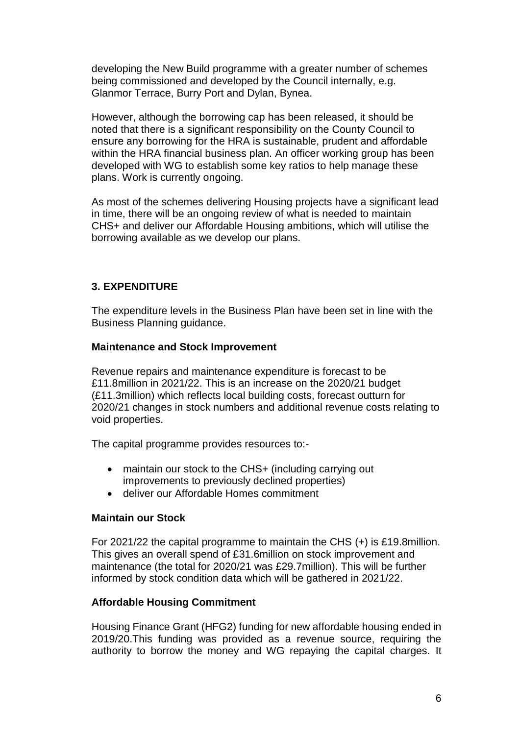developing the New Build programme with a greater number of schemes being commissioned and developed by the Council internally, e.g. Glanmor Terrace, Burry Port and Dylan, Bynea.

However, although the borrowing cap has been released, it should be noted that there is a significant responsibility on the County Council to ensure any borrowing for the HRA is sustainable, prudent and affordable within the HRA financial business plan. An officer working group has been developed with WG to establish some key ratios to help manage these plans. Work is currently ongoing.

As most of the schemes delivering Housing projects have a significant lead in time, there will be an ongoing review of what is needed to maintain CHS+ and deliver our Affordable Housing ambitions, which will utilise the borrowing available as we develop our plans.

## 3. EXPENDITURE

The expenditure levels in the Business Plan have been set in line with the Business Planning guidance.

### Maintenance and Stock Improvement

Revenue repairs and maintenance expenditure is forecast to be £11.8million in 2021/22. This is an increase on the 2020/21 budget (£11.3million) which reflects local building costs, forecast outturn for 2020/21 changes in stock numbers and additional revenue costs relating to void properties.

The capital programme provides resources to:-

- maintain our stock to the CHS+ (including carrying out improvements to previously declined properties)
- deliver our Affordable Homes commitment

### Maintain our Stock

For 2021/22 the capital programme to maintain the CHS (+) is £19.8million. This gives an overall spend of £31.6million on stock improvement and maintenance (the total for 2020/21 was £29.7million). This will be further informed by stock condition data which will be gathered in 2021/22.

### Affordable Housing Commitment

Housing Finance Grant (HFG2) funding for new affordable housing ended in 2019/20.This funding was provided as a revenue source, requiring the authority to borrow the money and WG repaying the capital charges. It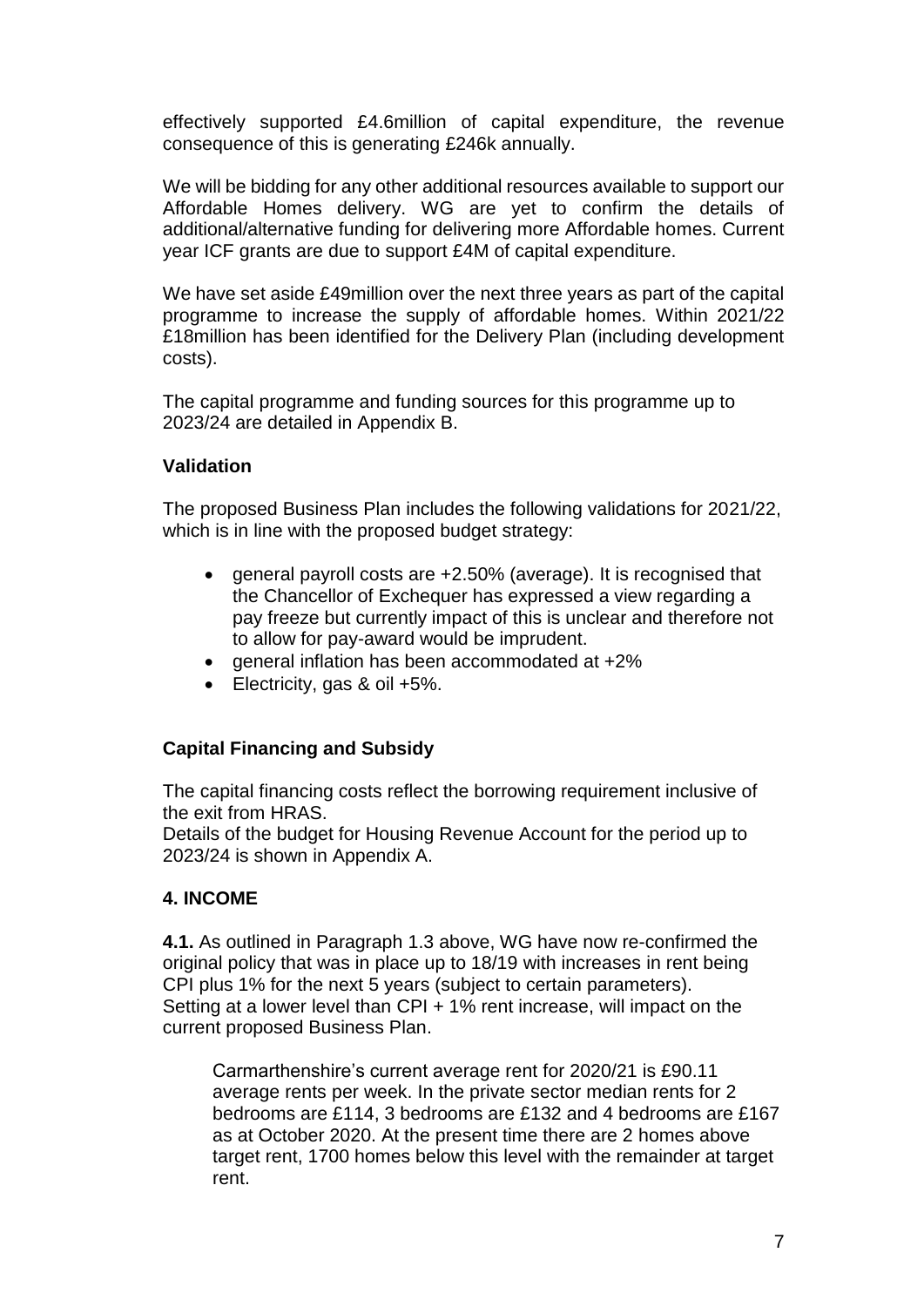effectively supported £4.6million of capital expenditure, the revenue consequence of this is generating £246k annually.

We will be bidding for any other additional resources available to support our Affordable Homes delivery. WG are yet to confirm the details of additional/alternative funding for delivering more Affordable homes. Current year ICF grants are due to support £4M of capital expenditure.

We have set aside £49million over the next three years as part of the capital programme to increase the supply of affordable homes. Within 2021/22 £18million has been identified for the Delivery Plan (including development costs).

The capital programme and funding sources for this programme up to 2023/24 are detailed in Appendix B.

**Validation**

The proposed Business Plan includes the following validations for 2021/22, which is in line with the proposed budget strategy:

- general payroll costs are +2.50% (average). It is recognised that the Chancellor of Exchequer has expressed a view regarding a pay freeze but currently impact of this is unclear and therefore not to allow for pay-award would be imprudent.
- general inflation has been accommodated at +2%
- Electricity, gas & oil +5%.

**Capital Financing and Subsidy**

The capital financing costs reflect the borrowing requirement inclusive of the exit from HRAS.
Details of the budget for Housing Revenue Account for the period up to 2023/24 is shown in Appendix A.

## 4. INCOME

**4.1.** As outlined in Paragraph 1.3 above, WG have now re-confirmed the original policy that was in place up to 18/19 with increases in rent being CPI plus 1% for the next 5 years (subject to certain parameters). Setting at a lower level than CPI + 1% rent increase, will impact on the current proposed Business Plan.

Carmarthenshire's current average rent for 2020/21 is £90.11 average rents per week. In the private sector median rents for 2 bedrooms are £114, 3 bedrooms are £132 and 4 bedrooms are £167 as at October 2020. At the present time there are 2 homes above target rent, 1700 homes below this level with the remainder at target rent.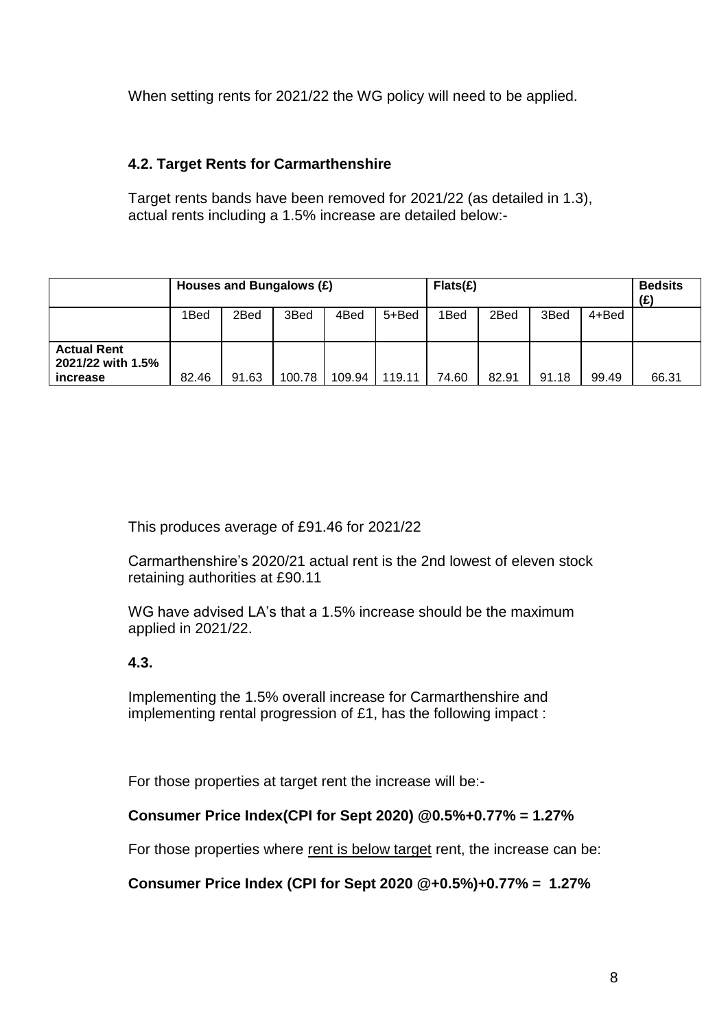When setting rents for 2021/22 the WG policy will need to be applied.

### 4.2. Target Rents for Carmarthenshire

Target rents bands have been removed for 2021/22 (as detailed in 1.3), actual rents including a 1.5% increase are detailed below:-

| | Houses and Bungalows (£) | | | | | Flats(£) | | | | Bedsits (£) |
|---|---|---|---|---|---|---|---|---|---|---|
| | 1Bed | 2Bed | 3Bed | 4Bed | 5+Bed | 1Bed | 2Bed | 3Bed | 4+Bed | |
| **Actual Rent 2021/22 with 1.5% increase** | 82.46 | 91.63 | 100.78 | 109.94 | 119.11 | 74.60 | 82.91 | 91.18 | 99.49 | 66.31 |

This produces average of £91.46 for 2021/22

Carmarthenshire's 2020/21 actual rent is the 2nd lowest of eleven stock retaining authorities at £90.11

WG have advised LA's that a 1.5% increase should be the maximum applied in 2021/22.

### 4.3.

Implementing the 1.5% overall increase for Carmarthenshire and implementing rental progression of £1, has the following impact :

For those properties at target rent the increase will be:-

**Consumer Price Index(CPI for Sept 2020) @0.5%+0.77% = 1.27%**

For those properties where rent is below target rent, the increase can be:

**Consumer Price Index (CPI for Sept 2020 @+0.5%)+0.77% = 1.27%**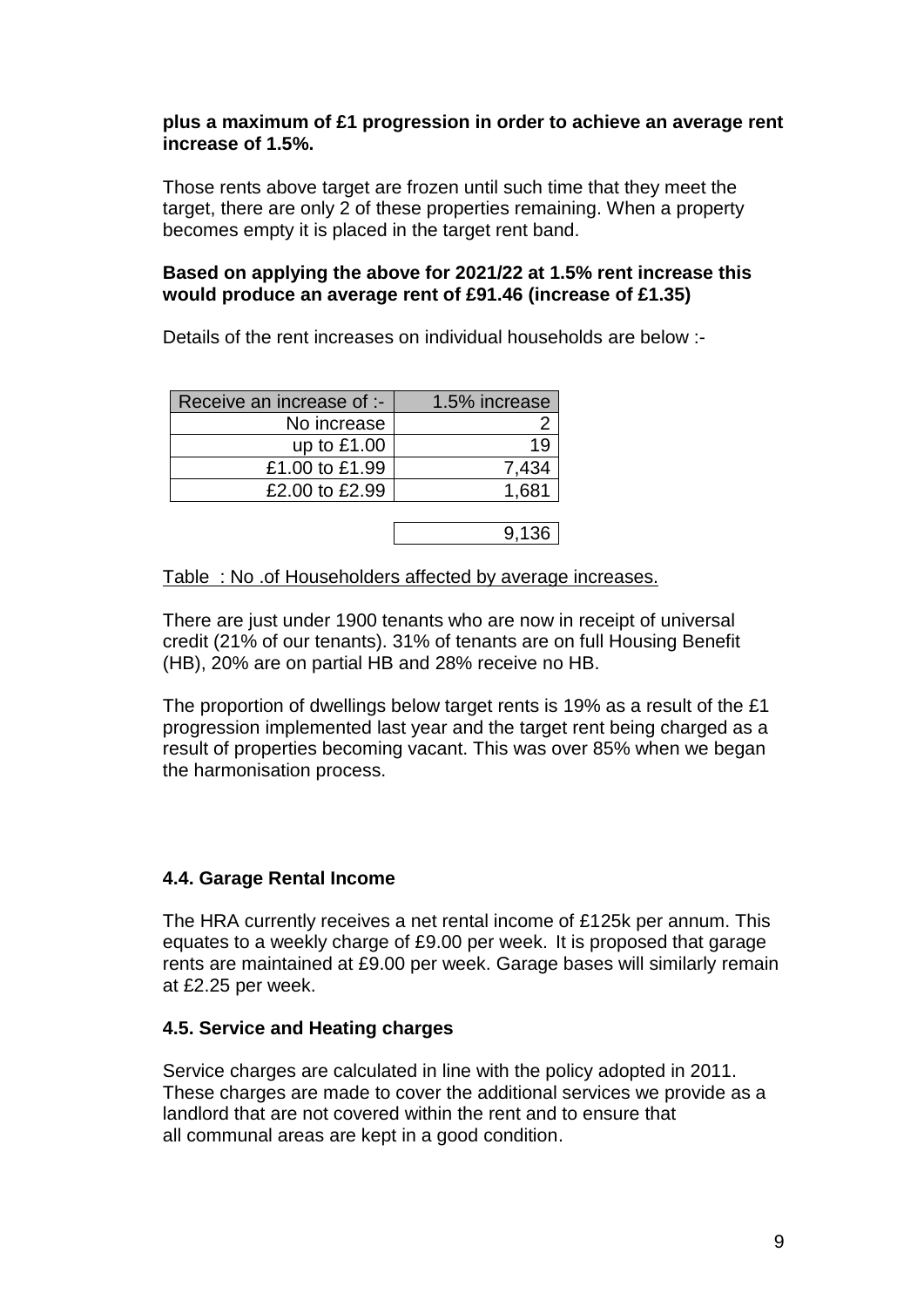**plus a maximum of £1 progression in order to achieve an average rent increase of 1.5%.**

Those rents above target are frozen until such time that they meet the target, there are only 2 of these properties remaining. When a property becomes empty it is placed in the target rent band.

**Based on applying the above for 2021/22 at 1.5% rent increase this would produce an average rent of £91.46 (increase of £1.35)**

Details of the rent increases on individual households are below :-

| Receive an increase of :- | 1.5% increase |
|---|---|
| No increase | 2 |
| up to £1.00 | 19 |
| £1.00 to £1.99 | 7,434 |
| £2.00 to £2.99 | 1,681 |
| | 9,136 |

Table : No .of Householders affected by average increases.

There are just under 1900 tenants who are now in receipt of universal credit (21% of our tenants). 31% of tenants are on full Housing Benefit (HB), 20% are on partial HB and 28% receive no HB.

The proportion of dwellings below target rents is 19% as a result of the £1 progression implemented last year and the target rent being charged as a result of properties becoming vacant. This was over 85% when we began the harmonisation process.

### 4.4. Garage Rental Income

The HRA currently receives a net rental income of £125k per annum. This equates to a weekly charge of £9.00 per week. It is proposed that garage rents are maintained at £9.00 per week. Garage bases will similarly remain at £2.25 per week.

### 4.5. Service and Heating charges

Service charges are calculated in line with the policy adopted in 2011. These charges are made to cover the additional services we provide as a landlord that are not covered within the rent and to ensure that all communal areas are kept in a good condition.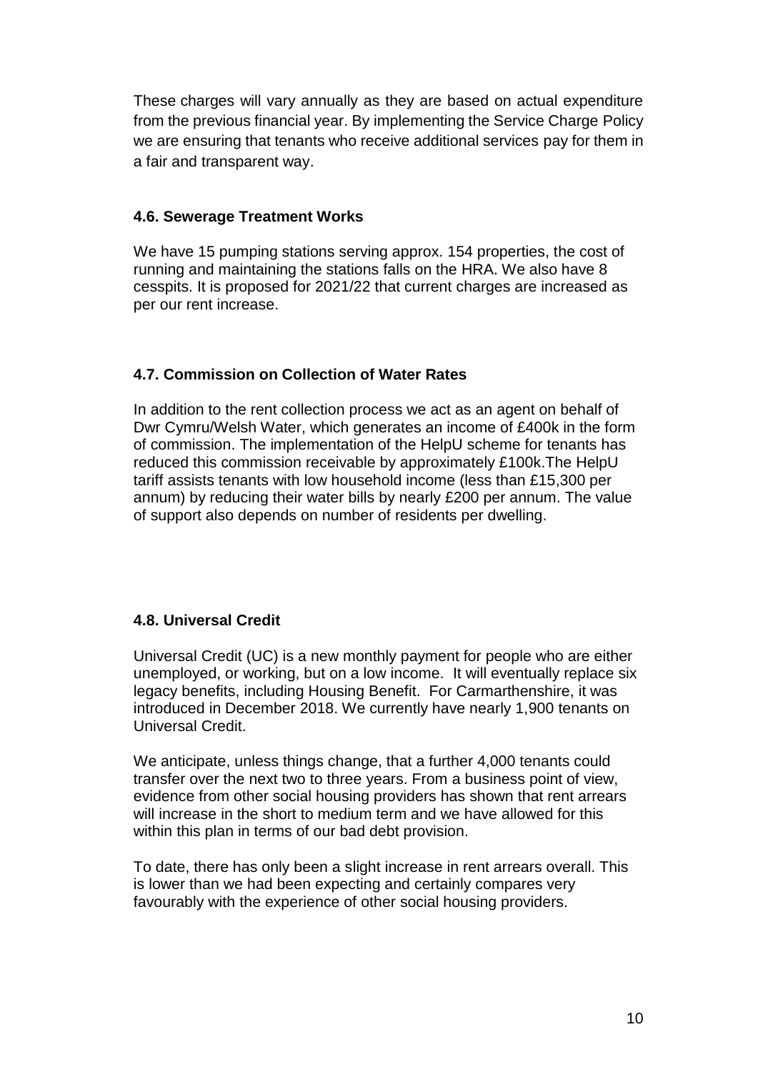These charges will vary annually as they are based on actual expenditure from the previous financial year. By implementing the Service Charge Policy we are ensuring that tenants who receive additional services pay for them in a fair and transparent way.

#### 4.6. Sewerage Treatment Works

We have 15 pumping stations serving approx. 154 properties, the cost of running and maintaining the stations falls on the HRA. We also have 8 cesspits. It is proposed for 2021/22 that current charges are increased as per our rent increase.

#### 4.7. Commission on Collection of Water Rates

In addition to the rent collection process we act as an agent on behalf of Dwr Cymru/Welsh Water, which generates an income of £400k in the form of commission. The implementation of the HelpU scheme for tenants has reduced this commission receivable by approximately £100k.The HelpU tariff assists tenants with low household income (less than £15,300 per annum) by reducing their water bills by nearly £200 per annum. The value of support also depends on number of residents per dwelling.

#### 4.8. Universal Credit

Universal Credit (UC) is a new monthly payment for people who are either unemployed, or working, but on a low income. It will eventually replace six legacy benefits, including Housing Benefit. For Carmarthenshire, it was introduced in December 2018. We currently have nearly 1,900 tenants on Universal Credit.

We anticipate, unless things change, that a further 4,000 tenants could transfer over the next two to three years. From a business point of view, evidence from other social housing providers has shown that rent arrears will increase in the short to medium term and we have allowed for this within this plan in terms of our bad debt provision.

To date, there has only been a slight increase in rent arrears overall. This is lower than we had been expecting and certainly compares very favourably with the experience of other social housing providers.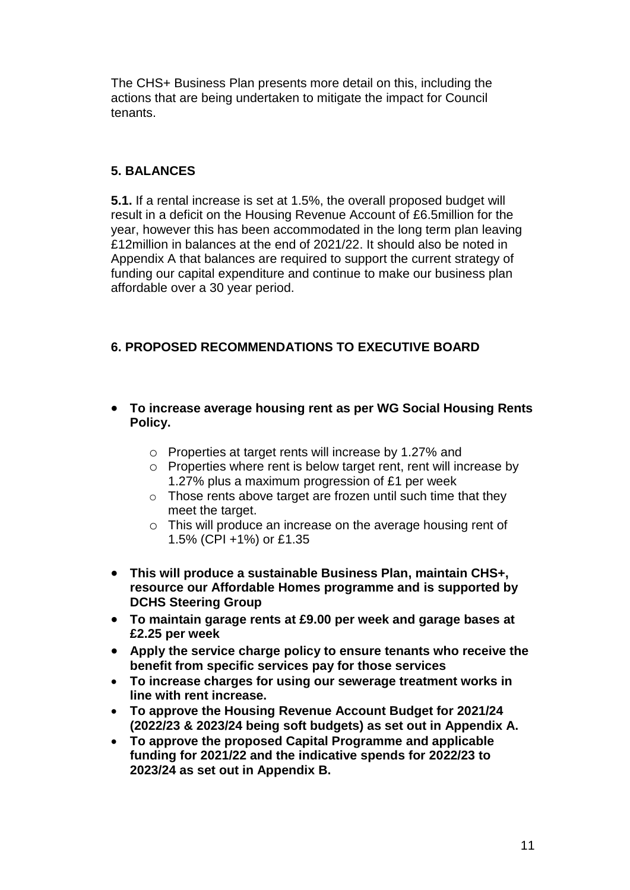The CHS+ Business Plan presents more detail on this, including the actions that are being undertaken to mitigate the impact for Council tenants.

## 5. BALANCES

**5.1.** If a rental increase is set at 1.5%, the overall proposed budget will result in a deficit on the Housing Revenue Account of £6.5million for the year, however this has been accommodated in the long term plan leaving £12million in balances at the end of 2021/22. It should also be noted in Appendix A that balances are required to support the current strategy of funding our capital expenditure and continue to make our business plan affordable over a 30 year period.

## 6. PROPOSED RECOMMENDATIONS TO EXECUTIVE BOARD

- **To increase average housing rent as per WG Social Housing Rents Policy.**
  - Properties at target rents will increase by 1.27% and
  - Properties where rent is below target rent, rent will increase by 1.27% plus a maximum progression of £1 per week
  - Those rents above target are frozen until such time that they meet the target.
  - This will produce an increase on the average housing rent of 1.5% (CPI +1%) or £1.35
- **This will produce a sustainable Business Plan, maintain CHS+, resource our Affordable Homes programme and is supported by DCHS Steering Group**
- **To maintain garage rents at £9.00 per week and garage bases at £2.25 per week**
- **Apply the service charge policy to ensure tenants who receive the benefit from specific services pay for those services**
- **To increase charges for using our sewerage treatment works in line with rent increase.**
- **To approve the Housing Revenue Account Budget for 2021/24 (2022/23 & 2023/24 being soft budgets) as set out in Appendix A.**
- **To approve the proposed Capital Programme and applicable funding for 2021/22 and the indicative spends for 2022/23 to 2023/24 as set out in Appendix B.**